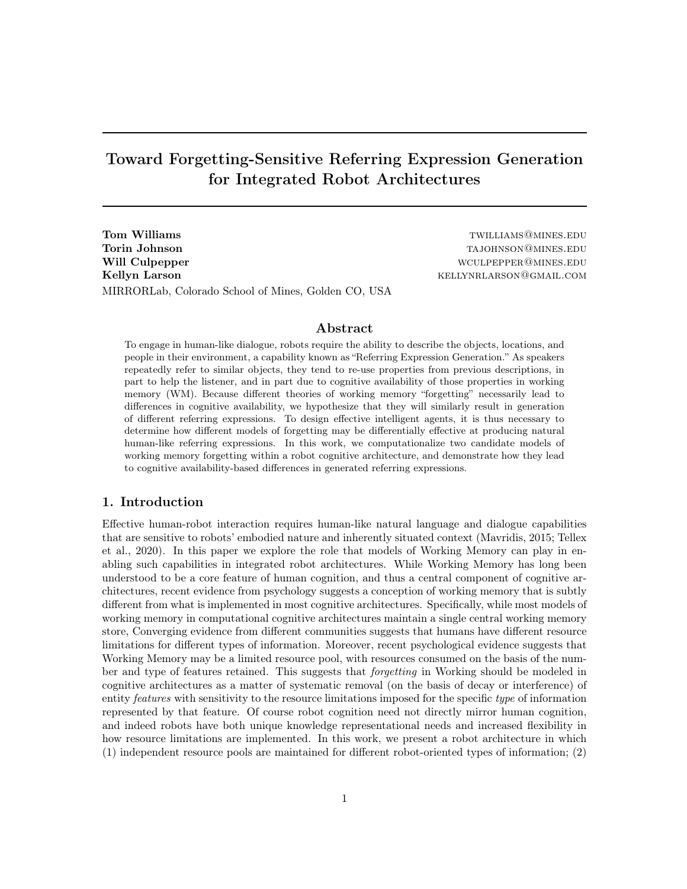# Toward Forgetting-Sensitive Referring Expression Generation for Integrated Robot Architectures

**Tom Williams** TWILLIAMS@MINES.EDU
**Torin Johnson** TAJOHNSON@MINES.EDU
**Will Culpepper** WCULPEPPER@MINES.EDU
**Kellyn Larson** KELLYNRLARSON@GMAIL.COM
MIRRORLab, Colorado School of Mines, Golden CO, USA

## Abstract

To engage in human-like dialogue, robots require the ability to describe the objects, locations, and people in their environment, a capability known as "Referring Expression Generation." As speakers repeatedly refer to similar objects, they tend to re-use properties from previous descriptions, in part to help the listener, and in part due to cognitive availability of those properties in working memory (WM). Because different theories of working memory "forgetting" necessarily lead to differences in cognitive availability, we hypothesize that they will similarly result in generation of different referring expressions. To design effective intelligent agents, it is thus necessary to determine how different models of forgetting may be differentially effective at producing natural human-like referring expressions. In this work, we computationalize two candidate models of working memory forgetting within a robot cognitive architecture, and demonstrate how they lead to cognitive availability-based differences in generated referring expressions.

## 1. Introduction

Effective human-robot interaction requires human-like natural language and dialogue capabilities that are sensitive to robots' embodied nature and inherently situated context (Mavridis, 2015; Tellex et al., 2020). In this paper we explore the role that models of Working Memory can play in enabling such capabilities in integrated robot architectures. While Working Memory has long been understood to be a core feature of human cognition, and thus a central component of cognitive architectures, recent evidence from psychology suggests a conception of working memory that is subtly different from what is implemented in most cognitive architectures. Specifically, while most models of working memory in computational cognitive architectures maintain a single central working memory store, Converging evidence from different communities suggests that humans have different resource limitations for different types of information. Moreover, recent psychological evidence suggests that Working Memory may be a limited resource pool, with resources consumed on the basis of the number and type of features retained. This suggests that *forgetting* in Working should be modeled in cognitive architectures as a matter of systematic removal (on the basis of decay or interference) of entity *features* with sensitivity to the resource limitations imposed for the specific *type* of information represented by that feature. Of course robot cognition need not directly mirror human cognition, and indeed robots have both unique knowledge representational needs and increased flexibility in how resource limitations are implemented. In this work, we present a robot architecture in which (1) independent resource pools are maintained for different robot-oriented types of information; (2)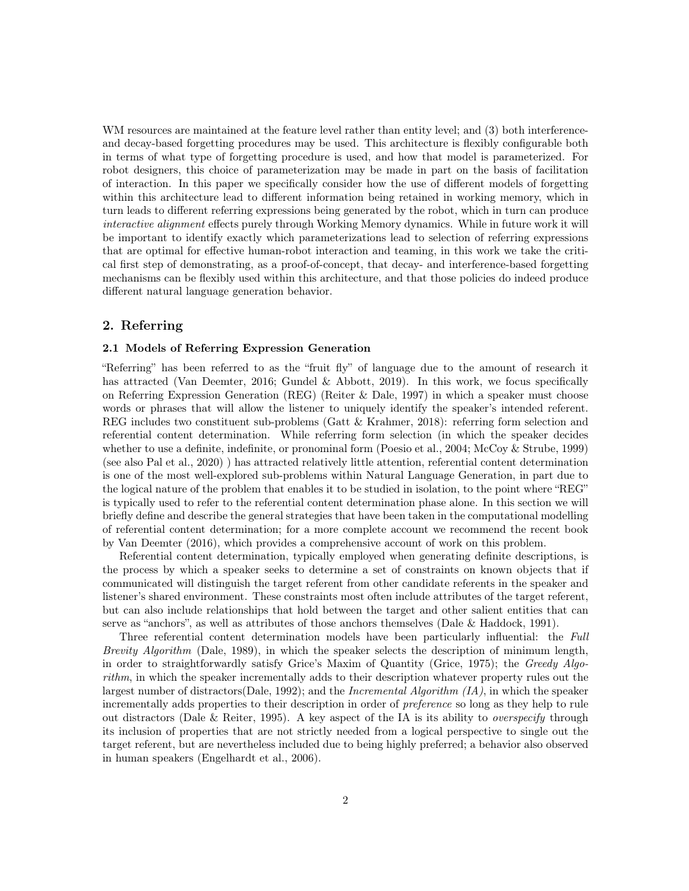WM resources are maintained at the feature level rather than entity level; and (3) both interference- and decay-based forgetting procedures may be used. This architecture is flexibly configurable both in terms of what type of forgetting procedure is used, and how that model is parameterized. For robot designers, this choice of parameterization may be made in part on the basis of facilitation of interaction. In this paper we specifically consider how the use of different models of forgetting within this architecture lead to different information being retained in working memory, which in turn leads to different referring expressions being generated by the robot, which in turn can produce *interactive alignment* effects purely through Working Memory dynamics. While in future work it will be important to identify exactly which parameterizations lead to selection of referring expressions that are optimal for effective human-robot interaction and teaming, in this work we take the critical first step of demonstrating, as a proof-of-concept, that decay- and interference-based forgetting mechanisms can be flexibly used within this architecture, and that those policies do indeed produce different natural language generation behavior.

## 2. Referring

### 2.1 Models of Referring Expression Generation

"Referring" has been referred to as the "fruit fly" of language due to the amount of research it has attracted (Van Deemter, 2016; Gundel & Abbott, 2019). In this work, we focus specifically on Referring Expression Generation (REG) (Reiter & Dale, 1997) in which a speaker must choose words or phrases that will allow the listener to uniquely identify the speaker's intended referent. REG includes two constituent sub-problems (Gatt & Krahmer, 2018): referring form selection and referential content determination. While referring form selection (in which the speaker decides whether to use a definite, indefinite, or pronominal form (Poesio et al., 2004; McCoy & Strube, 1999) (see also Pal et al., 2020) ) has attracted relatively little attention, referential content determination is one of the most well-explored sub-problems within Natural Language Generation, in part due to the logical nature of the problem that enables it to be studied in isolation, to the point where "REG" is typically used to refer to the referential content determination phase alone. In this section we will briefly define and describe the general strategies that have been taken in the computational modelling of referential content determination; for a more complete account we recommend the recent book by Van Deemter (2016), which provides a comprehensive account of work on this problem.

Referential content determination, typically employed when generating definite descriptions, is the process by which a speaker seeks to determine a set of constraints on known objects that if communicated will distinguish the target referent from other candidate referents in the speaker and listener's shared environment. These constraints most often include attributes of the target referent, but can also include relationships that hold between the target and other salient entities that can serve as "anchors", as well as attributes of those anchors themselves (Dale & Haddock, 1991).

Three referential content determination models have been particularly influential: the *Full Brevity Algorithm* (Dale, 1989), in which the speaker selects the description of minimum length, in order to straightforwardly satisfy Grice's Maxim of Quantity (Grice, 1975); the *Greedy Algorithm*, in which the speaker incrementally adds to their description whatever property rules out the largest number of distractors(Dale, 1992); and the *Incremental Algorithm (IA)*, in which the speaker incrementally adds properties to their description in order of *preference* so long as they help to rule out distractors (Dale & Reiter, 1995). A key aspect of the IA is its ability to *overspecify* through its inclusion of properties that are not strictly needed from a logical perspective to single out the target referent, but are nevertheless included due to being highly preferred; a behavior also observed in human speakers (Engelhardt et al., 2006).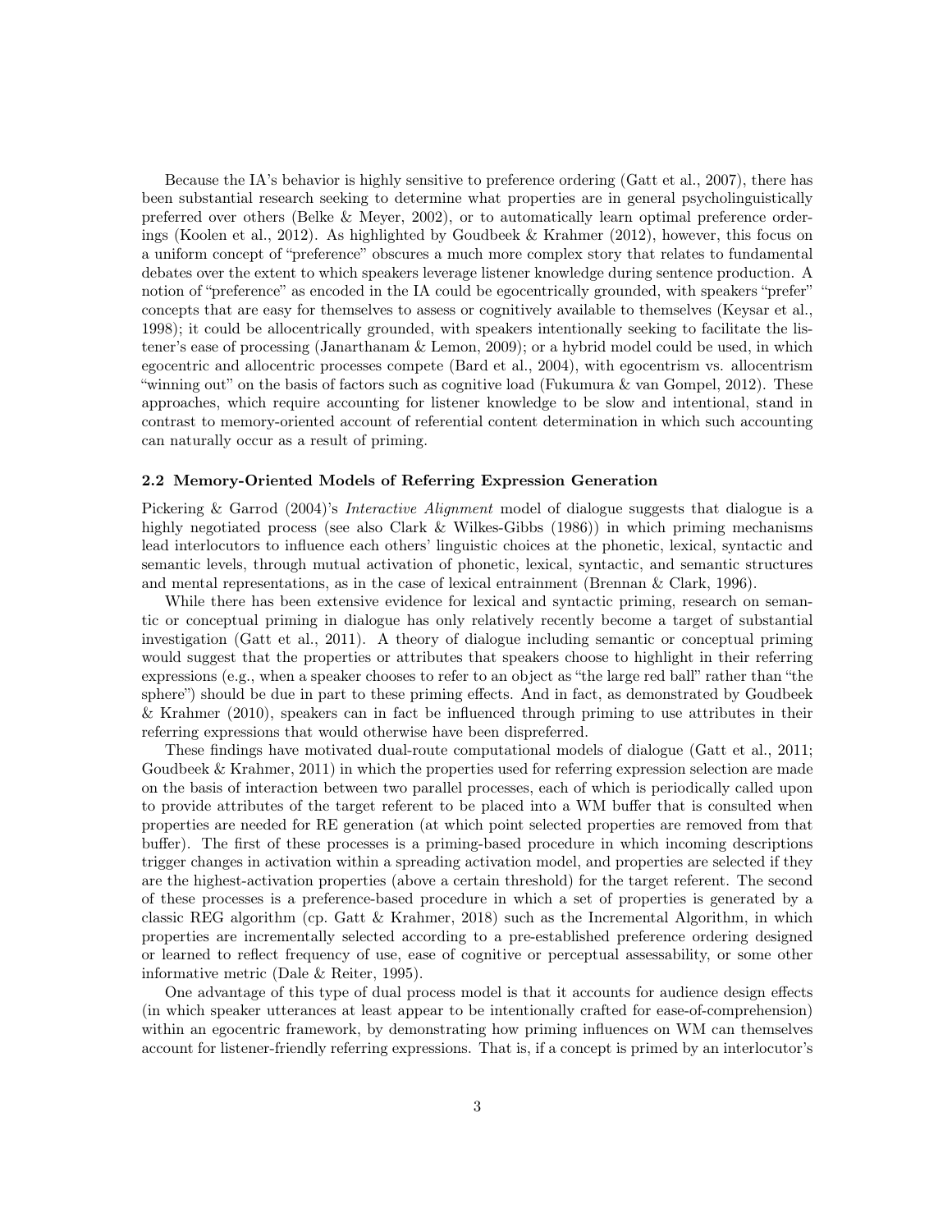Because the IA's behavior is highly sensitive to preference ordering (Gatt et al., 2007), there has been substantial research seeking to determine what properties are in general psycholinguistically preferred over others (Belke & Meyer, 2002), or to automatically learn optimal preference orderings (Koolen et al., 2012). As highlighted by Goudbeek & Krahmer (2012), however, this focus on a uniform concept of "preference" obscures a much more complex story that relates to fundamental debates over the extent to which speakers leverage listener knowledge during sentence production. A notion of "preference" as encoded in the IA could be egocentrically grounded, with speakers "prefer" concepts that are easy for themselves to assess or cognitively available to themselves (Keysar et al., 1998); it could be allocentrically grounded, with speakers intentionally seeking to facilitate the listener's ease of processing (Janarthanam & Lemon, 2009); or a hybrid model could be used, in which egocentric and allocentric processes compete (Bard et al., 2004), with egocentrism vs. allocentrism "winning out" on the basis of factors such as cognitive load (Fukumura & van Gompel, 2012). These approaches, which require accounting for listener knowledge to be slow and intentional, stand in contrast to memory-oriented account of referential content determination in which such accounting can naturally occur as a result of priming.

### 2.2 Memory-Oriented Models of Referring Expression Generation

Pickering & Garrod (2004)'s *Interactive Alignment* model of dialogue suggests that dialogue is a highly negotiated process (see also Clark & Wilkes-Gibbs (1986)) in which priming mechanisms lead interlocutors to influence each others' linguistic choices at the phonetic, lexical, syntactic and semantic levels, through mutual activation of phonetic, lexical, syntactic, and semantic structures and mental representations, as in the case of lexical entrainment (Brennan & Clark, 1996).

While there has been extensive evidence for lexical and syntactic priming, research on semantic or conceptual priming in dialogue has only relatively recently become a target of substantial investigation (Gatt et al., 2011). A theory of dialogue including semantic or conceptual priming would suggest that the properties or attributes that speakers choose to highlight in their referring expressions (e.g., when a speaker chooses to refer to an object as "the large red ball" rather than "the sphere") should be due in part to these priming effects. And in fact, as demonstrated by Goudbeek & Krahmer (2010), speakers can in fact be influenced through priming to use attributes in their referring expressions that would otherwise have been dispreferred.

These findings have motivated dual-route computational models of dialogue (Gatt et al., 2011; Goudbeek & Krahmer, 2011) in which the properties used for referring expression selection are made on the basis of interaction between two parallel processes, each of which is periodically called upon to provide attributes of the target referent to be placed into a WM buffer that is consulted when properties are needed for RE generation (at which point selected properties are removed from that buffer). The first of these processes is a priming-based procedure in which incoming descriptions trigger changes in activation within a spreading activation model, and properties are selected if they are the highest-activation properties (above a certain threshold) for the target referent. The second of these processes is a preference-based procedure in which a set of properties is generated by a classic REG algorithm (cp. Gatt & Krahmer, 2018) such as the Incremental Algorithm, in which properties are incrementally selected according to a pre-established preference ordering designed or learned to reflect frequency of use, ease of cognitive or perceptual assessability, or some other informative metric (Dale & Reiter, 1995).

One advantage of this type of dual process model is that it accounts for audience design effects (in which speaker utterances at least appear to be intentionally crafted for ease-of-comprehension) within an egocentric framework, by demonstrating how priming influences on WM can themselves account for listener-friendly referring expressions. That is, if a concept is primed by an interlocutor's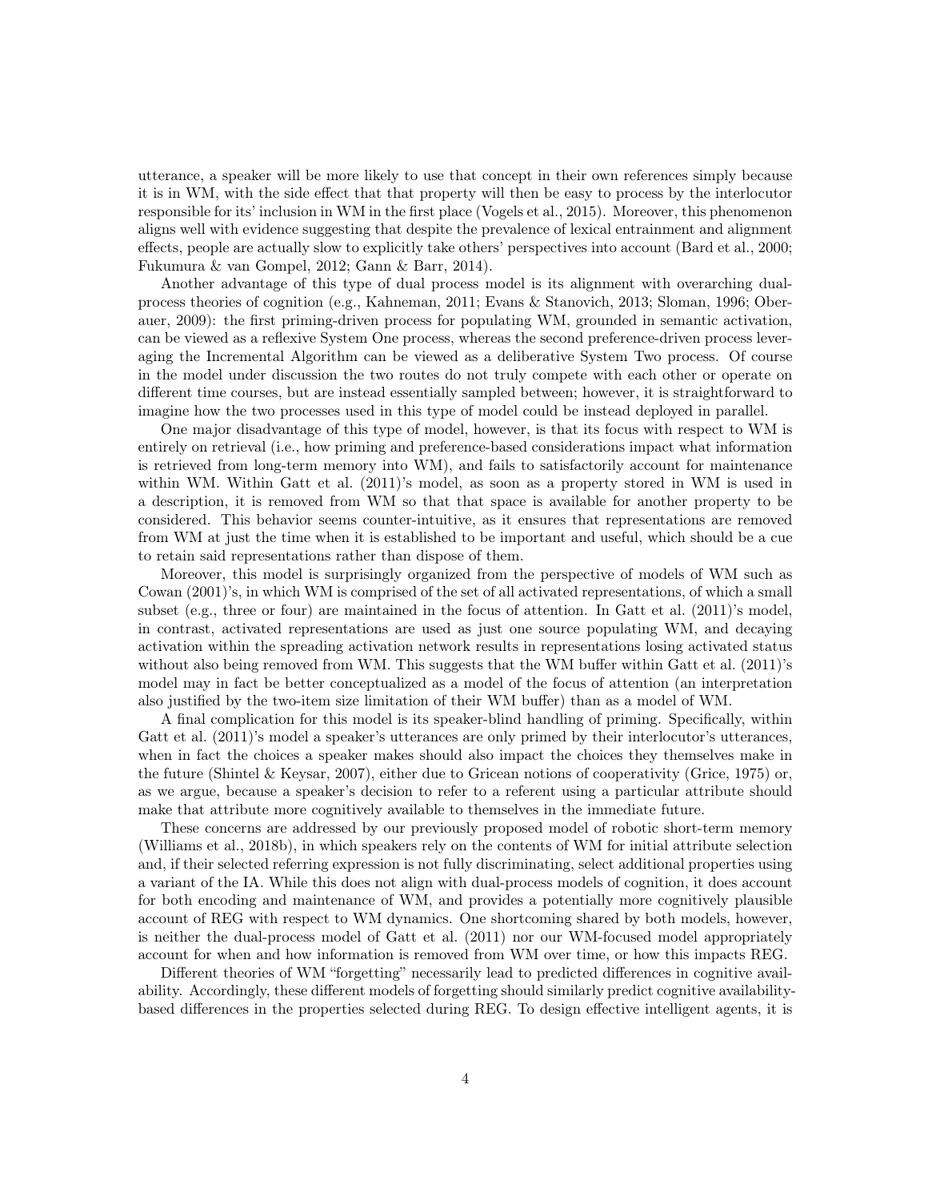utterance, a speaker will be more likely to use that concept in their own references simply because it is in WM, with the side effect that that property will then be easy to process by the interlocutor responsible for its' inclusion in WM in the first place (Vogels et al., 2015). Moreover, this phenomenon aligns well with evidence suggesting that despite the prevalence of lexical entrainment and alignment effects, people are actually slow to explicitly take others' perspectives into account (Bard et al., 2000; Fukumura & van Gompel, 2012; Gann & Barr, 2014).

Another advantage of this type of dual process model is its alignment with overarching dual-process theories of cognition (e.g., Kahneman, 2011; Evans & Stanovich, 2013; Sloman, 1996; Oberauer, 2009): the first priming-driven process for populating WM, grounded in semantic activation, can be viewed as a reflexive System One process, whereas the second preference-driven process leveraging the Incremental Algorithm can be viewed as a deliberative System Two process. Of course in the model under discussion the two routes do not truly compete with each other or operate on different time courses, but are instead essentially sampled between; however, it is straightforward to imagine how the two processes used in this type of model could be instead deployed in parallel.

One major disadvantage of this type of model, however, is that its focus with respect to WM is entirely on retrieval (i.e., how priming and preference-based considerations impact what information is retrieved from long-term memory into WM), and fails to satisfactorily account for maintenance within WM. Within Gatt et al. (2011)'s model, as soon as a property stored in WM is used in a description, it is removed from WM so that that space is available for another property to be considered. This behavior seems counter-intuitive, as it ensures that representations are removed from WM at just the time when it is established to be important and useful, which should be a cue to retain said representations rather than dispose of them.

Moreover, this model is surprisingly organized from the perspective of models of WM such as Cowan (2001)'s, in which WM is comprised of the set of all activated representations, of which a small subset (e.g., three or four) are maintained in the focus of attention. In Gatt et al. (2011)'s model, in contrast, activated representations are used as just one source populating WM, and decaying activation within the spreading activation network results in representations losing activated status without also being removed from WM. This suggests that the WM buffer within Gatt et al. (2011)'s model may in fact be better conceptualized as a model of the focus of attention (an interpretation also justified by the two-item size limitation of their WM buffer) than as a model of WM.

A final complication for this model is its speaker-blind handling of priming. Specifically, within Gatt et al. (2011)'s model a speaker's utterances are only primed by their interlocutor's utterances, when in fact the choices a speaker makes should also impact the choices they themselves make in the future (Shintel & Keysar, 2007), either due to Gricean notions of cooperativity (Grice, 1975) or, as we argue, because a speaker's decision to refer to a referent using a particular attribute should make that attribute more cognitively available to themselves in the immediate future.

These concerns are addressed by our previously proposed model of robotic short-term memory (Williams et al., 2018b), in which speakers rely on the contents of WM for initial attribute selection and, if their selected referring expression is not fully discriminating, select additional properties using a variant of the IA. While this does not align with dual-process models of cognition, it does account for both encoding and maintenance of WM, and provides a potentially more cognitively plausible account of REG with respect to WM dynamics. One shortcoming shared by both models, however, is neither the dual-process model of Gatt et al. (2011) nor our WM-focused model appropriately account for when and how information is removed from WM over time, or how this impacts REG.

Different theories of WM "forgetting" necessarily lead to predicted differences in cognitive availability. Accordingly, these different models of forgetting should similarly predict cognitive availability-based differences in the properties selected during REG. To design effective intelligent agents, it is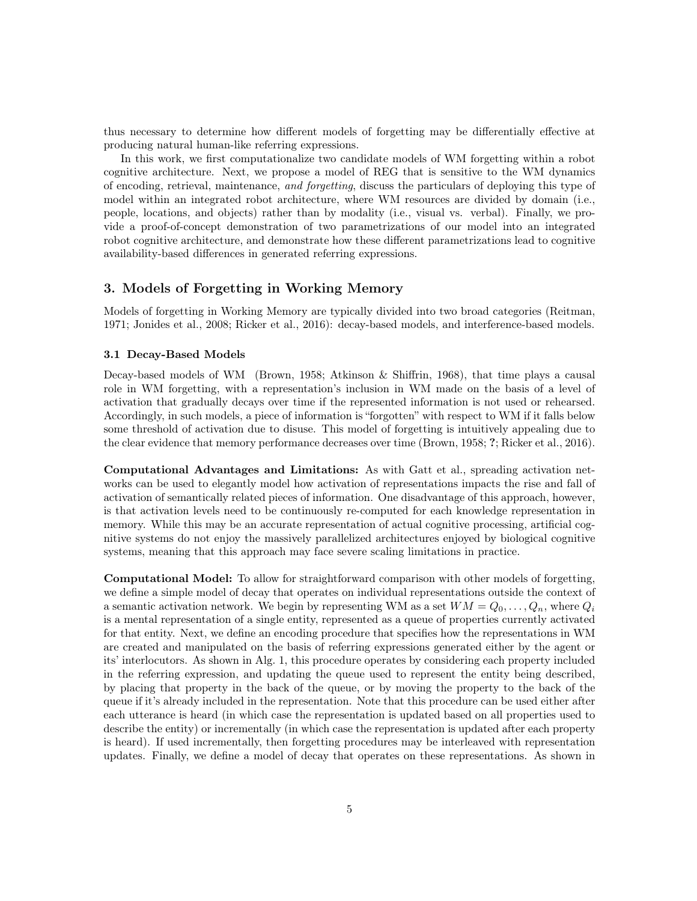thus necessary to determine how different models of forgetting may be differentially effective at producing natural human-like referring expressions.

In this work, we first computationalize two candidate models of WM forgetting within a robot cognitive architecture. Next, we propose a model of REG that is sensitive to the WM dynamics of encoding, retrieval, maintenance, *and forgetting*, discuss the particulars of deploying this type of model within an integrated robot architecture, where WM resources are divided by domain (i.e., people, locations, and objects) rather than by modality (i.e., visual vs. verbal). Finally, we provide a proof-of-concept demonstration of two parametrizations of our model into an integrated robot cognitive architecture, and demonstrate how these different parametrizations lead to cognitive availability-based differences in generated referring expressions.

## 3. Models of Forgetting in Working Memory

Models of forgetting in Working Memory are typically divided into two broad categories (Reitman, 1971; Jonides et al., 2008; Ricker et al., 2016): decay-based models, and interference-based models.

### 3.1 Decay-Based Models

Decay-based models of WM (Brown, 1958; Atkinson & Shiffrin, 1968), that time plays a causal role in WM forgetting, with a representation's inclusion in WM made on the basis of a level of activation that gradually decays over time if the represented information is not used or rehearsed. Accordingly, in such models, a piece of information is "forgotten" with respect to WM if it falls below some threshold of activation due to disuse. This model of forgetting is intuitively appealing due to the clear evidence that memory performance decreases over time (Brown, 1958; **?**; Ricker et al., 2016).

**Computational Advantages and Limitations:** As with Gatt et al., spreading activation networks can be used to elegantly model how activation of representations impacts the rise and fall of activation of semantically related pieces of information. One disadvantage of this approach, however, is that activation levels need to be continuously re-computed for each knowledge representation in memory. While this may be an accurate representation of actual cognitive processing, artificial cognitive systems do not enjoy the massively parallelized architectures enjoyed by biological cognitive systems, meaning that this approach may face severe scaling limitations in practice.

**Computational Model:** To allow for straightforward comparison with other models of forgetting, we define a simple model of decay that operates on individual representations outside the context of a semantic activation network. We begin by representing WM as a set $WM = Q_0, \ldots, Q_n$, where $Q_i$ is a mental representation of a single entity, represented as a queue of properties currently activated for that entity. Next, we define an encoding procedure that specifies how the representations in WM are created and manipulated on the basis of referring expressions generated either by the agent or its' interlocutors. As shown in Alg. 1, this procedure operates by considering each property included in the referring expression, and updating the queue used to represent the entity being described, by placing that property in the back of the queue, or by moving the property to the back of the queue if it's already included in the representation. Note that this procedure can be used either after each utterance is heard (in which case the representation is updated based on all properties used to describe the entity) or incrementally (in which case the representation is updated after each property is heard). If used incrementally, then forgetting procedures may be interleaved with representation updates. Finally, we define a model of decay that operates on these representations. As shown in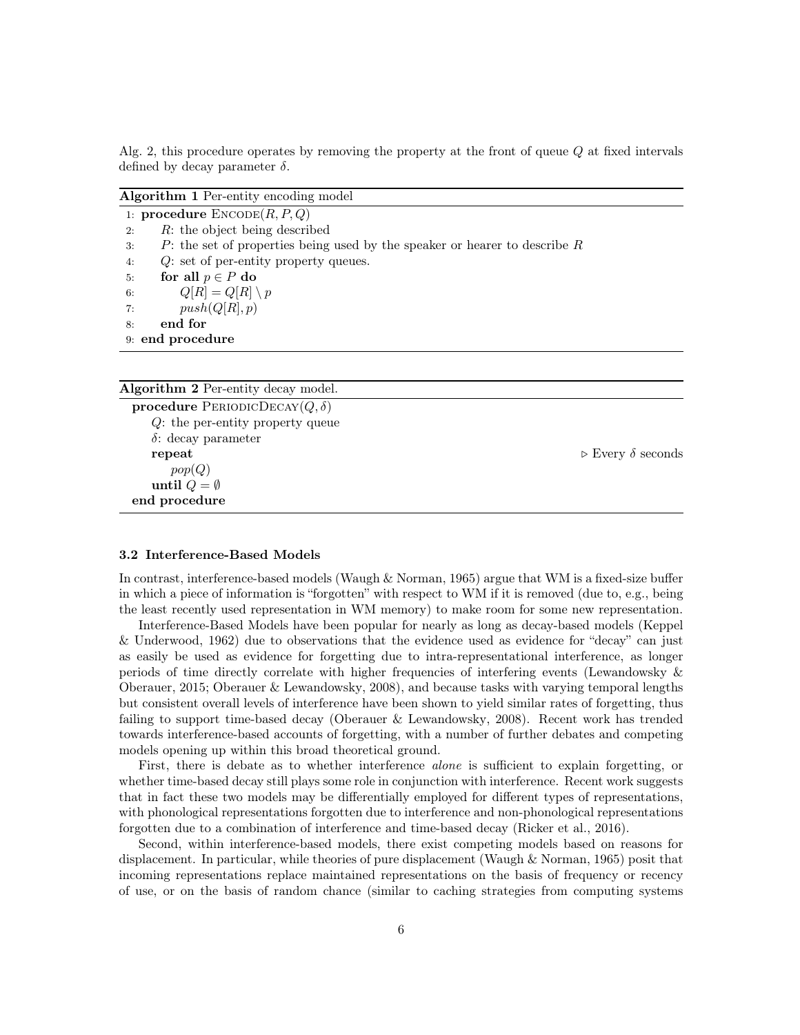Alg. 2, this procedure operates by removing the property at the front of queue $Q$ at fixed intervals defined by decay parameter $\delta$.

**Algorithm 1** Per-entity encoding model

```
1: procedure ENCODE(R, P, Q)
2:     R: the object being described
3:     P: the set of properties being used by the speaker or hearer to describe R
4:     Q: set of per-entity property queues.
5:     for all p ∈ P do
6:         Q[R] = Q[R] \ p
7:         push(Q[R], p)
8:     end for
9: end procedure
```

**Algorithm 2** Per-entity decay model.

```
procedure PERIODICDECAY(Q, δ)
    Q: the per-entity property queue
    δ: decay parameter
    repeat                                          ▷ Every δ seconds
        pop(Q)
    until Q = ∅
end procedure
```

### 3.2 Interference-Based Models

In contrast, interference-based models (Waugh & Norman, 1965) argue that WM is a fixed-size buffer in which a piece of information is "forgotten" with respect to WM if it is removed (due to, e.g., being the least recently used representation in WM memory) to make room for some new representation.

Interference-Based Models have been popular for nearly as long as decay-based models (Keppel & Underwood, 1962) due to observations that the evidence used as evidence for "decay" can just as easily be used as evidence for forgetting due to intra-representational interference, as longer periods of time directly correlate with higher frequencies of interfering events (Lewandowsky & Oberauer, 2015; Oberauer & Lewandowsky, 2008), and because tasks with varying temporal lengths but consistent overall levels of interference have been shown to yield similar rates of forgetting, thus failing to support time-based decay (Oberauer & Lewandowsky, 2008). Recent work has trended towards interference-based accounts of forgetting, with a number of further debates and competing models opening up within this broad theoretical ground.

First, there is debate as to whether interference *alone* is sufficient to explain forgetting, or whether time-based decay still plays some role in conjunction with interference. Recent work suggests that in fact these two models may be differentially employed for different types of representations, with phonological representations forgotten due to interference and non-phonological representations forgotten due to a combination of interference and time-based decay (Ricker et al., 2016).

Second, within interference-based models, there exist competing models based on reasons for displacement. In particular, while theories of pure displacement (Waugh & Norman, 1965) posit that incoming representations replace maintained representations on the basis of frequency or recency of use, or on the basis of random chance (similar to caching strategies from computing systems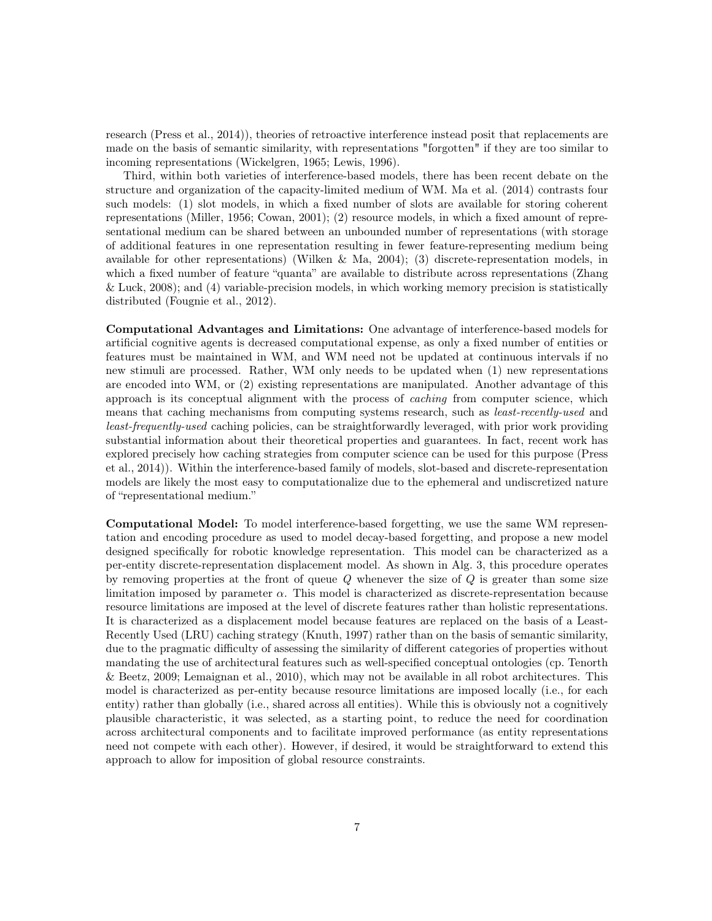research (Press et al., 2014)), theories of retroactive interference instead posit that replacements are made on the basis of semantic similarity, with representations "forgotten" if they are too similar to incoming representations (Wickelgren, 1965; Lewis, 1996).

Third, within both varieties of interference-based models, there has been recent debate on the structure and organization of the capacity-limited medium of WM. Ma et al. (2014) contrasts four such models: (1) slot models, in which a fixed number of slots are available for storing coherent representations (Miller, 1956; Cowan, 2001); (2) resource models, in which a fixed amount of representational medium can be shared between an unbounded number of representations (with storage of additional features in one representation resulting in fewer feature-representing medium being available for other representations) (Wilken & Ma, 2004); (3) discrete-representation models, in which a fixed number of feature "quanta" are available to distribute across representations (Zhang & Luck, 2008); and (4) variable-precision models, in which working memory precision is statistically distributed (Fougnie et al., 2012).

**Computational Advantages and Limitations:** One advantage of interference-based models for artificial cognitive agents is decreased computational expense, as only a fixed number of entities or features must be maintained in WM, and WM need not be updated at continuous intervals if no new stimuli are processed. Rather, WM only needs to be updated when (1) new representations are encoded into WM, or (2) existing representations are manipulated. Another advantage of this approach is its conceptual alignment with the process of *caching* from computer science, which means that caching mechanisms from computing systems research, such as *least-recently-used* and *least-frequently-used* caching policies, can be straightforwardly leveraged, with prior work providing substantial information about their theoretical properties and guarantees. In fact, recent work has explored precisely how caching strategies from computer science can be used for this purpose (Press et al., 2014)). Within the interference-based family of models, slot-based and discrete-representation models are likely the most easy to computationalize due to the ephemeral and undiscretized nature of "representational medium."

**Computational Model:** To model interference-based forgetting, we use the same WM representation and encoding procedure as used to model decay-based forgetting, and propose a new model designed specifically for robotic knowledge representation. This model can be characterized as a per-entity discrete-representation displacement model. As shown in Alg. 3, this procedure operates by removing properties at the front of queue $Q$ whenever the size of $Q$ is greater than some size limitation imposed by parameter $\alpha$. This model is characterized as discrete-representation because resource limitations are imposed at the level of discrete features rather than holistic representations. It is characterized as a displacement model because features are replaced on the basis of a Least-Recently Used (LRU) caching strategy (Knuth, 1997) rather than on the basis of semantic similarity, due to the pragmatic difficulty of assessing the similarity of different categories of properties without mandating the use of architectural features such as well-specified conceptual ontologies (cp. Tenorth & Beetz, 2009; Lemaignan et al., 2010), which may not be available in all robot architectures. This model is characterized as per-entity because resource limitations are imposed locally (i.e., for each entity) rather than globally (i.e., shared across all entities). While this is obviously not a cognitively plausible characteristic, it was selected, as a starting point, to reduce the need for coordination across architectural components and to facilitate improved performance (as entity representations need not compete with each other). However, if desired, it would be straightforward to extend this approach to allow for imposition of global resource constraints.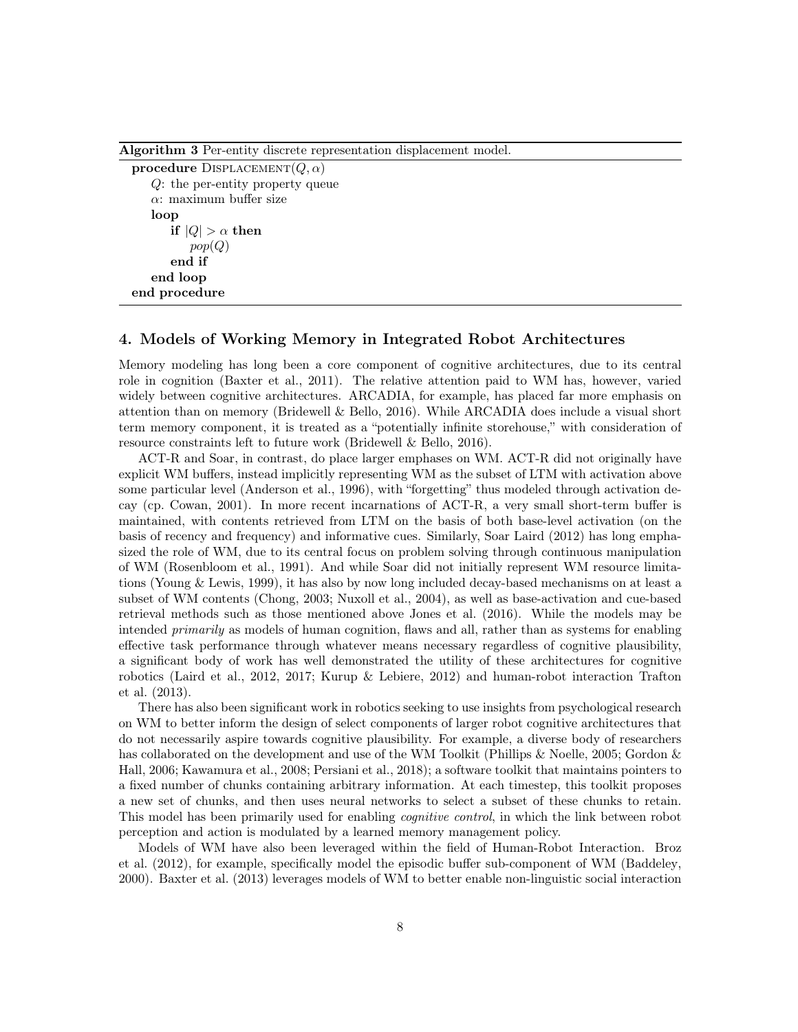**Algorithm 3** Per-entity discrete representation displacement model.

```
procedure DISPLACEMENT(Q, α)
    Q: the per-entity property queue
    α: maximum buffer size
    loop
        if |Q| > α then
            pop(Q)
        end if
    end loop
end procedure
```

## 4. Models of Working Memory in Integrated Robot Architectures

Memory modeling has long been a core component of cognitive architectures, due to its central role in cognition (Baxter et al., 2011). The relative attention paid to WM has, however, varied widely between cognitive architectures. ARCADIA, for example, has placed far more emphasis on attention than on memory (Bridewell & Bello, 2016). While ARCADIA does include a visual short term memory component, it is treated as a "potentially infinite storehouse," with consideration of resource constraints left to future work (Bridewell & Bello, 2016).

ACT-R and Soar, in contrast, do place larger emphases on WM. ACT-R did not originally have explicit WM buffers, instead implicitly representing WM as the subset of LTM with activation above some particular level (Anderson et al., 1996), with "forgetting" thus modeled through activation decay (cp. Cowan, 2001). In more recent incarnations of ACT-R, a very small short-term buffer is maintained, with contents retrieved from LTM on the basis of both base-level activation (on the basis of recency and frequency) and informative cues. Similarly, Soar Laird (2012) has long emphasized the role of WM, due to its central focus on problem solving through continuous manipulation of WM (Rosenbloom et al., 1991). And while Soar did not initially represent WM resource limitations (Young & Lewis, 1999), it has also by now long included decay-based mechanisms on at least a subset of WM contents (Chong, 2003; Nuxoll et al., 2004), as well as base-activation and cue-based retrieval methods such as those mentioned above Jones et al. (2016). While the models may be intended *primarily* as models of human cognition, flaws and all, rather than as systems for enabling effective task performance through whatever means necessary regardless of cognitive plausibility, a significant body of work has well demonstrated the utility of these architectures for cognitive robotics (Laird et al., 2012, 2017; Kurup & Lebiere, 2012) and human-robot interaction Trafton et al. (2013).

There has also been significant work in robotics seeking to use insights from psychological research on WM to better inform the design of select components of larger robot cognitive architectures that do not necessarily aspire towards cognitive plausibility. For example, a diverse body of researchers has collaborated on the development and use of the WM Toolkit (Phillips & Noelle, 2005; Gordon & Hall, 2006; Kawamura et al., 2008; Persiani et al., 2018); a software toolkit that maintains pointers to a fixed number of chunks containing arbitrary information. At each timestep, this toolkit proposes a new set of chunks, and then uses neural networks to select a subset of these chunks to retain. This model has been primarily used for enabling *cognitive control*, in which the link between robot perception and action is modulated by a learned memory management policy.

Models of WM have also been leveraged within the field of Human-Robot Interaction. Broz et al. (2012), for example, specifically model the episodic buffer sub-component of WM (Baddeley, 2000). Baxter et al. (2013) leverages models of WM to better enable non-linguistic social interaction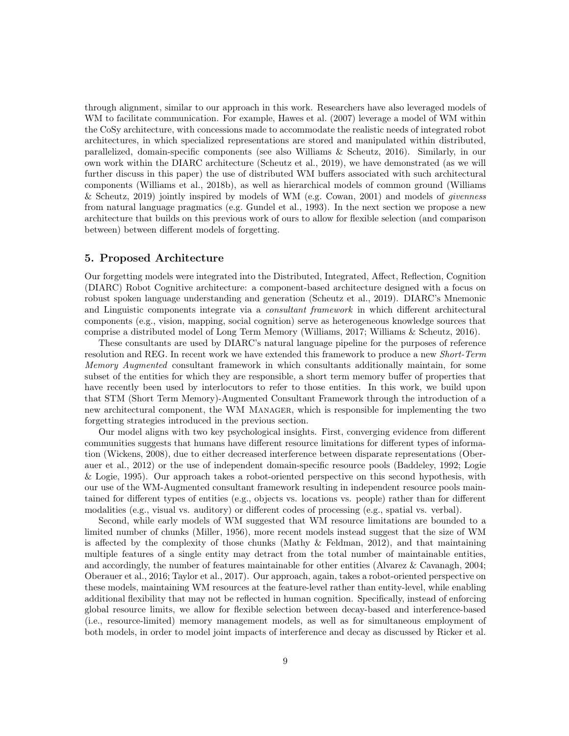through alignment, similar to our approach in this work. Researchers have also leveraged models of WM to facilitate communication. For example, Hawes et al. (2007) leverage a model of WM within the CoSy architecture, with concessions made to accommodate the realistic needs of integrated robot architectures, in which specialized representations are stored and manipulated within distributed, parallelized, domain-specific components (see also Williams & Scheutz, 2016). Similarly, in our own work within the DIARC architecture (Scheutz et al., 2019), we have demonstrated (as we will further discuss in this paper) the use of distributed WM buffers associated with such architectural components (Williams et al., 2018b), as well as hierarchical models of common ground (Williams & Scheutz, 2019) jointly inspired by models of WM (e.g. Cowan, 2001) and models of *givenness* from natural language pragmatics (e.g. Gundel et al., 1993). In the next section we propose a new architecture that builds on this previous work of ours to allow for flexible selection (and comparison between) between different models of forgetting.

## 5. Proposed Architecture

Our forgetting models were integrated into the Distributed, Integrated, Affect, Reflection, Cognition (DIARC) Robot Cognitive architecture: a component-based architecture designed with a focus on robust spoken language understanding and generation (Scheutz et al., 2019). DIARC's Mnemonic and Linguistic components integrate via a *consultant framework* in which different architectural components (e.g., vision, mapping, social cognition) serve as heterogeneous knowledge sources that comprise a distributed model of Long Term Memory (Williams, 2017; Williams & Scheutz, 2016).

These consultants are used by DIARC's natural language pipeline for the purposes of reference resolution and REG. In recent work we have extended this framework to produce a new *Short-Term Memory Augmented* consultant framework in which consultants additionally maintain, for some subset of the entities for which they are responsible, a short term memory buffer of properties that have recently been used by interlocutors to refer to those entities. In this work, we build upon that STM (Short Term Memory)-Augmented Consultant Framework through the introduction of a new architectural component, the WM Manager, which is responsible for implementing the two forgetting strategies introduced in the previous section.

Our model aligns with two key psychological insights. First, converging evidence from different communities suggests that humans have different resource limitations for different types of information (Wickens, 2008), due to either decreased interference between disparate representations (Oberauer et al., 2012) or the use of independent domain-specific resource pools (Baddeley, 1992; Logie & Logie, 1995). Our approach takes a robot-oriented perspective on this second hypothesis, with our use of the WM-Augmented consultant framework resulting in independent resource pools maintained for different types of entities (e.g., objects vs. locations vs. people) rather than for different modalities (e.g., visual vs. auditory) or different codes of processing (e.g., spatial vs. verbal).

Second, while early models of WM suggested that WM resource limitations are bounded to a limited number of chunks (Miller, 1956), more recent models instead suggest that the size of WM is affected by the complexity of those chunks (Mathy & Feldman, 2012), and that maintaining multiple features of a single entity may detract from the total number of maintainable entities, and accordingly, the number of features maintainable for other entities (Alvarez & Cavanagh, 2004; Oberauer et al., 2016; Taylor et al., 2017). Our approach, again, takes a robot-oriented perspective on these models, maintaining WM resources at the feature-level rather than entity-level, while enabling additional flexibility that may not be reflected in human cognition. Specifically, instead of enforcing global resource limits, we allow for flexible selection between decay-based and interference-based (i.e., resource-limited) memory management models, as well as for simultaneous employment of both models, in order to model joint impacts of interference and decay as discussed by Ricker et al.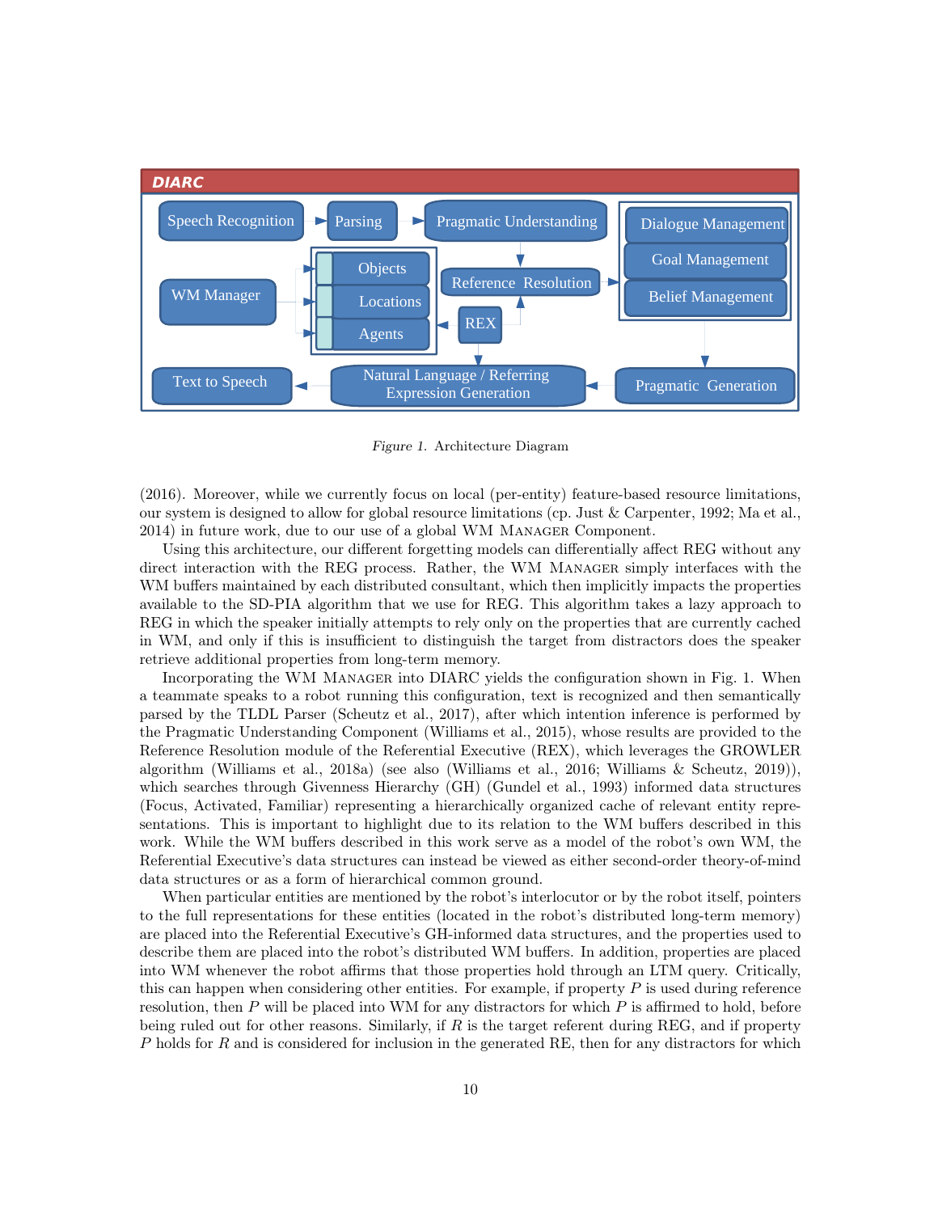DIARC

Speech Recognition

Parsing

Pragmatic Understanding

Dialogue Management

Goal Management

Belief Management

WM Manager

Objects

Locations

Agents

Reference Resolution

REX

Text to Speech

Natural Language / Referring Expression Generation

Pragmatic Generation

*Figure 1.* Architecture Diagram

(2016). Moreover, while we currently focus on local (per-entity) feature-based resource limitations, our system is designed to allow for global resource limitations (cp. Just & Carpenter, 1992; Ma et al., 2014) in future work, due to our use of a global WM Manager Component.

Using this architecture, our different forgetting models can differentially affect REG without any direct interaction with the REG process. Rather, the WM Manager simply interfaces with the WM buffers maintained by each distributed consultant, which then implicitly impacts the properties available to the SD-PIA algorithm that we use for REG. This algorithm takes a lazy approach to REG in which the speaker initially attempts to rely only on the properties that are currently cached in WM, and only if this is insufficient to distinguish the target from distractors does the speaker retrieve additional properties from long-term memory.

Incorporating the WM Manager into DIARC yields the configuration shown in Fig. 1. When a teammate speaks to a robot running this configuration, text is recognized and then semantically parsed by the TLDL Parser (Scheutz et al., 2017), after which intention inference is performed by the Pragmatic Understanding Component (Williams et al., 2015), whose results are provided to the Reference Resolution module of the Referential Executive (REX), which leverages the GROWLER algorithm (Williams et al., 2018a) (see also (Williams et al., 2016; Williams & Scheutz, 2019)), which searches through Givenness Hierarchy (GH) (Gundel et al., 1993) informed data structures (Focus, Activated, Familiar) representing a hierarchically organized cache of relevant entity representations. This is important to highlight due to its relation to the WM buffers described in this work. While the WM buffers described in this work serve as a model of the robot's own WM, the Referential Executive's data structures can instead be viewed as either second-order theory-of-mind data structures or as a form of hierarchical common ground.

When particular entities are mentioned by the robot's interlocutor or by the robot itself, pointers to the full representations for these entities (located in the robot's distributed long-term memory) are placed into the Referential Executive's GH-informed data structures, and the properties used to describe them are placed into the robot's distributed WM buffers. In addition, properties are placed into WM whenever the robot affirms that those properties hold through an LTM query. Critically, this can happen when considering other entities. For example, if property $P$ is used during reference resolution, then $P$ will be placed into WM for any distractors for which $P$ is affirmed to hold, before being ruled out for other reasons. Similarly, if $R$ is the target referent during REG, and if property $P$ holds for $R$ and is considered for inclusion in the generated RE, then for any distractors for which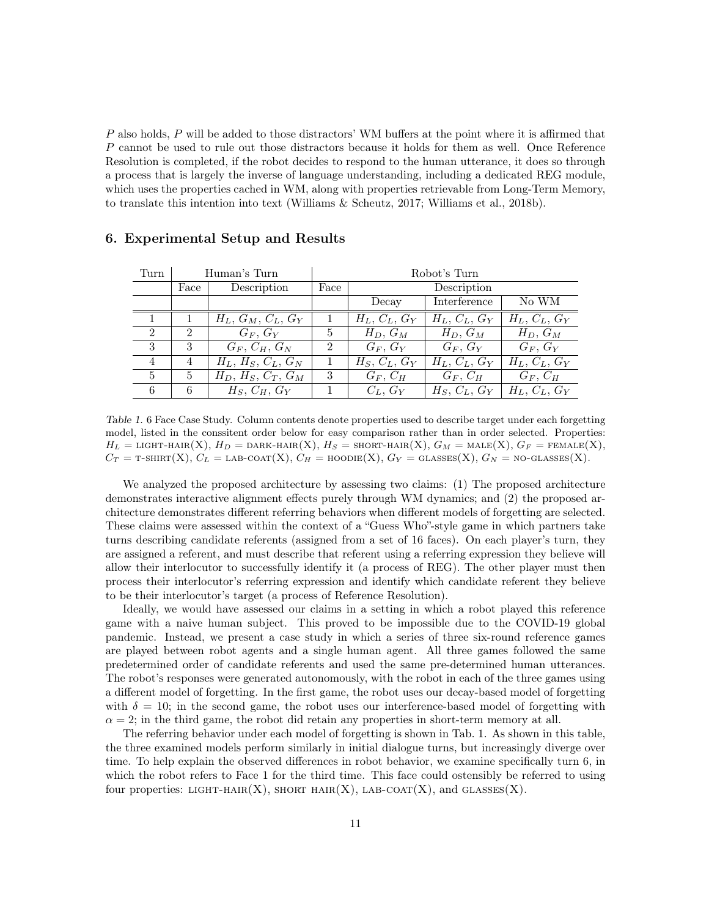$P$ also holds, $P$ will be added to those distractors' WM buffers at the point where it is affirmed that $P$ cannot be used to rule out those distractors because it holds for them as well. Once Reference Resolution is completed, if the robot decides to respond to the human utterance, it does so through a process that is largely the inverse of language understanding, including a dedicated REG module, which uses the properties cached in WM, along with properties retrievable from Long-Term Memory, to translate this intention into text (Williams & Scheutz, 2017; Williams et al., 2018b).

## 6. Experimental Setup and Results

| Turn | Human's Turn | | Robot's Turn | | | |
|---|---|---|---|---|---|---|
| | Face | Description | Face | Description | | |
| | | | | Decay | Interference | No WM |
| 1 | 1 | $H_L$, $G_M$, $C_L$, $G_Y$ | 1 | $H_L$, $C_L$, $G_Y$ | $H_L$, $C_L$, $G_Y$ | $H_L$, $C_L$, $G_Y$ |
| 2 | 2 | $G_F$, $G_Y$ | 5 | $H_D$, $G_M$ | $H_D$, $G_M$ | $H_D$, $G_M$ |
| 3 | 3 | $G_F$, $C_H$, $G_N$ | 2 | $G_F$, $G_Y$ | $G_F$, $G_Y$ | $G_F$, $G_Y$ |
| 4 | 4 | $H_L$, $H_S$, $C_L$, $G_N$ | 1 | $H_S$, $C_L$, $G_Y$ | $H_L$, $C_L$, $G_Y$ | $H_L$, $C_L$, $G_Y$ |
| 5 | 5 | $H_D$, $H_S$, $C_T$, $G_M$ | 3 | $G_F$, $C_H$ | $G_F$, $C_H$ | $G_F$, $C_H$ |
| 6 | 6 | $H_S$, $C_H$, $G_Y$ | 1 | $C_L$, $G_Y$ | $H_S$, $C_L$, $G_Y$ | $H_L$, $C_L$, $G_Y$ |

*Table 1.* 6 Face Case Study. Column contents denote properties used to describe target under each forgetting model, listed in the consitent order below for easy comparison rather than in order selected. Properties: $H_L$ = LIGHT-HAIR(X), $H_D$ = DARK-HAIR(X), $H_S$ = SHORT-HAIR(X), $G_M$ = MALE(X), $G_F$ = FEMALE(X), $C_T$ = T-SHIRT(X), $C_L$ = LAB-COAT(X), $C_H$ = HOODIE(X), $G_Y$ = GLASSES(X), $G_N$ = NO-GLASSES(X).

We analyzed the proposed architecture by assessing two claims: (1) The proposed architecture demonstrates interactive alignment effects purely through WM dynamics; and (2) the proposed architecture demonstrates different referring behaviors when different models of forgetting are selected. These claims were assessed within the context of a "Guess Who"-style game in which partners take turns describing candidate referents (assigned from a set of 16 faces). On each player's turn, they are assigned a referent, and must describe that referent using a referring expression they believe will allow their interlocutor to successfully identify it (a process of REG). The other player must then process their interlocutor's referring expression and identify which candidate referent they believe to be their interlocutor's target (a process of Reference Resolution).

Ideally, we would have assessed our claims in a setting in which a robot played this reference game with a naive human subject. This proved to be impossible due to the COVID-19 global pandemic. Instead, we present a case study in which a series of three six-round reference games are played between robot agents and a single human agent. All three games followed the same predetermined order of candidate referents and used the same pre-determined human utterances. The robot's responses were generated autonomously, with the robot in each of the three games using a different model of forgetting. In the first game, the robot uses our decay-based model of forgetting with $\delta = 10$; in the second game, the robot uses our interference-based model of forgetting with $\alpha = 2$; in the third game, the robot did retain any properties in short-term memory at all.

The referring behavior under each model of forgetting is shown in Tab. 1. As shown in this table, the three examined models perform similarly in initial dialogue turns, but increasingly diverge over time. To help explain the observed differences in robot behavior, we examine specifically turn 6, in which the robot refers to Face 1 for the third time. This face could ostensibly be referred to using four properties: LIGHT-HAIR(X), SHORT HAIR(X), LAB-COAT(X), and GLASSES(X).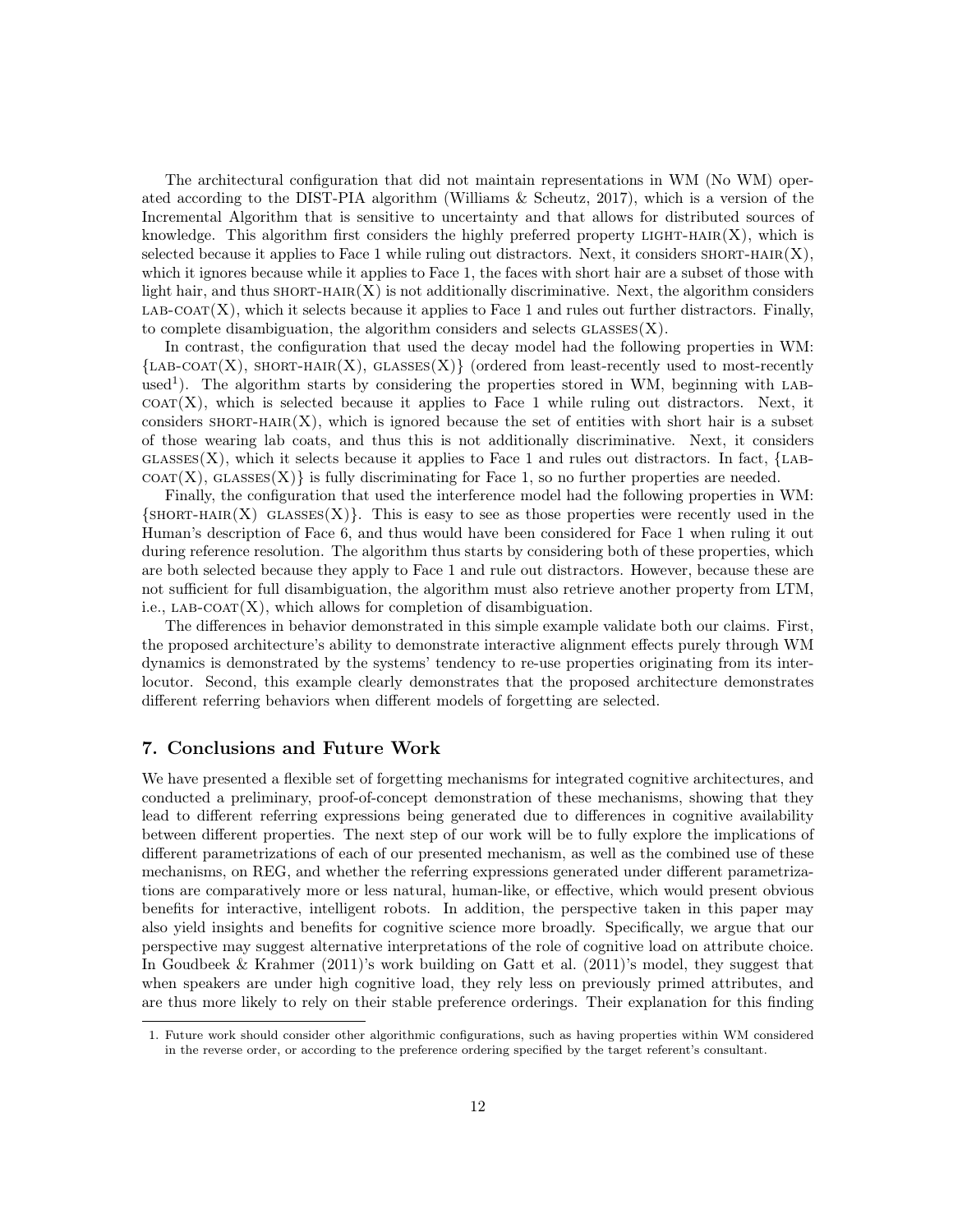The architectural configuration that did not maintain representations in WM (No WM) operated according to the DIST-PIA algorithm (Williams & Scheutz, 2017), which is a version of the Incremental Algorithm that is sensitive to uncertainty and that allows for distributed sources of knowledge. This algorithm first considers the highly preferred property LIGHT-HAIR(X), which is selected because it applies to Face 1 while ruling out distractors. Next, it considers SHORT-HAIR(X), which it ignores because while it applies to Face 1, the faces with short hair are a subset of those with light hair, and thus SHORT-HAIR(X) is not additionally discriminative. Next, the algorithm considers LAB-COAT(X), which it selects because it applies to Face 1 and rules out further distractors. Finally, to complete disambiguation, the algorithm considers and selects GLASSES(X).

In contrast, the configuration that used the decay model had the following properties in WM: {LAB-COAT(X), SHORT-HAIR(X), GLASSES(X)} (ordered from least-recently used to most-recently used[1]). The algorithm starts by considering the properties stored in WM, beginning with LAB-COAT(X), which is selected because it applies to Face 1 while ruling out distractors. Next, it considers SHORT-HAIR(X), which is ignored because the set of entities with short hair is a subset of those wearing lab coats, and thus this is not additionally discriminative. Next, it considers GLASSES(X), which it selects because it applies to Face 1 and rules out distractors. In fact, {LAB-COAT(X), GLASSES(X)} is fully discriminating for Face 1, so no further properties are needed.

Finally, the configuration that used the interference model had the following properties in WM: {SHORT-HAIR(X) GLASSES(X)}. This is easy to see as those properties were recently used in the Human's description of Face 6, and thus would have been considered for Face 1 when ruling it out during reference resolution. The algorithm thus starts by considering both of these properties, which are both selected because they apply to Face 1 and rule out distractors. However, because these are not sufficient for full disambiguation, the algorithm must also retrieve another property from LTM, i.e., LAB-COAT(X), which allows for completion of disambiguation.

The differences in behavior demonstrated in this simple example validate both our claims. First, the proposed architecture's ability to demonstrate interactive alignment effects purely through WM dynamics is demonstrated by the systems' tendency to re-use properties originating from its interlocutor. Second, this example clearly demonstrates that the proposed architecture demonstrates different referring behaviors when different models of forgetting are selected.

## 7. Conclusions and Future Work

We have presented a flexible set of forgetting mechanisms for integrated cognitive architectures, and conducted a preliminary, proof-of-concept demonstration of these mechanisms, showing that they lead to different referring expressions being generated due to differences in cognitive availability between different properties. The next step of our work will be to fully explore the implications of different parametrizations of each of our presented mechanism, as well as the combined use of these mechanisms, on REG, and whether the referring expressions generated under different parametrizations are comparatively more or less natural, human-like, or effective, which would present obvious benefits for interactive, intelligent robots. In addition, the perspective taken in this paper may also yield insights and benefits for cognitive science more broadly. Specifically, we argue that our perspective may suggest alternative interpretations of the role of cognitive load on attribute choice. In Goudbeek & Krahmer (2011)'s work building on Gatt et al. (2011)'s model, they suggest that when speakers are under high cognitive load, they rely less on previously primed attributes, and are thus more likely to rely on their stable preference orderings. Their explanation for this finding

1. Future work should consider other algorithmic configurations, such as having properties within WM considered in the reverse order, or according to the preference ordering specified by the target referent's consultant.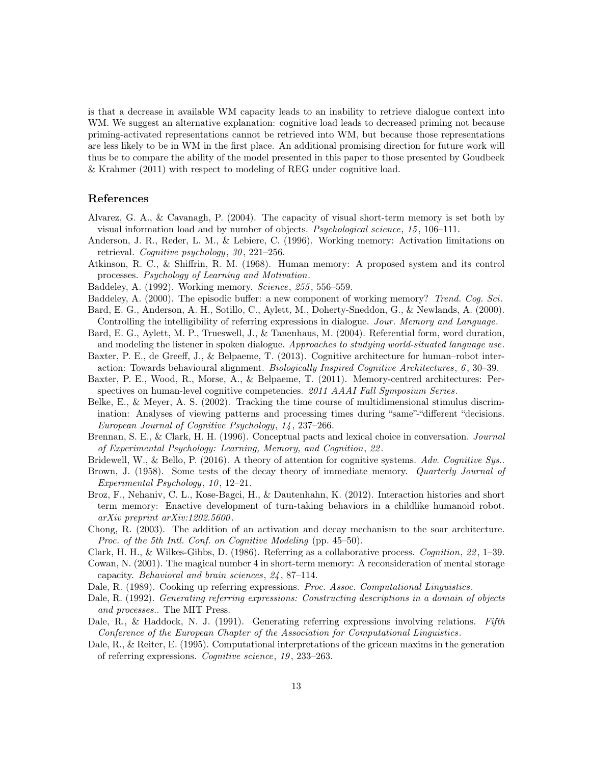is that a decrease in available WM capacity leads to an inability to retrieve dialogue context into WM. We suggest an alternative explanation: cognitive load leads to decreased priming not because priming-activated representations cannot be retrieved into WM, but because those representations are less likely to be in WM in the first place. An additional promising direction for future work will thus be to compare the ability of the model presented in this paper to those presented by Goudbeek & Krahmer (2011) with respect to modeling of REG under cognitive load.

## References

Alvarez, G. A., & Cavanagh, P. (2004). The capacity of visual short-term memory is set both by visual information load and by number of objects. *Psychological science*, *15*, 106–111.

Anderson, J. R., Reder, L. M., & Lebiere, C. (1996). Working memory: Activation limitations on retrieval. *Cognitive psychology*, *30*, 221–256.

Atkinson, R. C., & Shiffrin, R. M. (1968). Human memory: A proposed system and its control processes. *Psychology of Learning and Motivation*.

Baddeley, A. (1992). Working memory. *Science*, *255*, 556–559.

Baddeley, A. (2000). The episodic buffer: a new component of working memory? *Trend. Cog. Sci.*

Bard, E. G., Anderson, A. H., Sotillo, C., Aylett, M., Doherty-Sneddon, G., & Newlands, A. (2000). Controlling the intelligibility of referring expressions in dialogue. *Jour. Memory and Language*.

Bard, E. G., Aylett, M. P., Trueswell, J., & Tanenhaus, M. (2004). Referential form, word duration, and modeling the listener in spoken dialogue. *Approaches to studying world-situated language use*.

Baxter, P. E., de Greeff, J., & Belpaeme, T. (2013). Cognitive architecture for human–robot interaction: Towards behavioural alignment. *Biologically Inspired Cognitive Architectures*, *6*, 30–39.

Baxter, P. E., Wood, R., Morse, A., & Belpaeme, T. (2011). Memory-centred architectures: Perspectives on human-level cognitive competencies. *2011 AAAI Fall Symposium Series*.

Belke, E., & Meyer, A. S. (2002). Tracking the time course of multidimensional stimulus discrimination: Analyses of viewing patterns and processing times during "same"-"different "decisions. *European Journal of Cognitive Psychology*, *14*, 237–266.

Brennan, S. E., & Clark, H. H. (1996). Conceptual pacts and lexical choice in conversation. *Journal of Experimental Psychology: Learning, Memory, and Cognition*, *22*.

Bridewell, W., & Bello, P. (2016). A theory of attention for cognitive systems. *Adv. Cognitive Sys.*.

Brown, J. (1958). Some tests of the decay theory of immediate memory. *Quarterly Journal of Experimental Psychology*, *10*, 12–21.

Broz, F., Nehaniv, C. L., Kose-Bagci, H., & Dautenhahn, K. (2012). Interaction histories and short term memory: Enactive development of turn-taking behaviors in a childlike humanoid robot. *arXiv preprint arXiv:1202.5600*.

Chong, R. (2003). The addition of an activation and decay mechanism to the soar architecture. *Proc. of the 5th Intl. Conf. on Cognitive Modeling* (pp. 45–50).

Clark, H. H., & Wilkes-Gibbs, D. (1986). Referring as a collaborative process. *Cognition*, *22*, 1–39.

Cowan, N. (2001). The magical number 4 in short-term memory: A reconsideration of mental storage capacity. *Behavioral and brain sciences*, *24*, 87–114.

Dale, R. (1989). Cooking up referring expressions. *Proc. Assoc. Computational Linguistics*.

Dale, R. (1992). *Generating referring expressions: Constructing descriptions in a domain of objects and processes.*. The MIT Press.

Dale, R., & Haddock, N. J. (1991). Generating referring expressions involving relations. *Fifth Conference of the European Chapter of the Association for Computational Linguistics*.

Dale, R., & Reiter, E. (1995). Computational interpretations of the gricean maxims in the generation of referring expressions. *Cognitive science*, *19*, 233–263.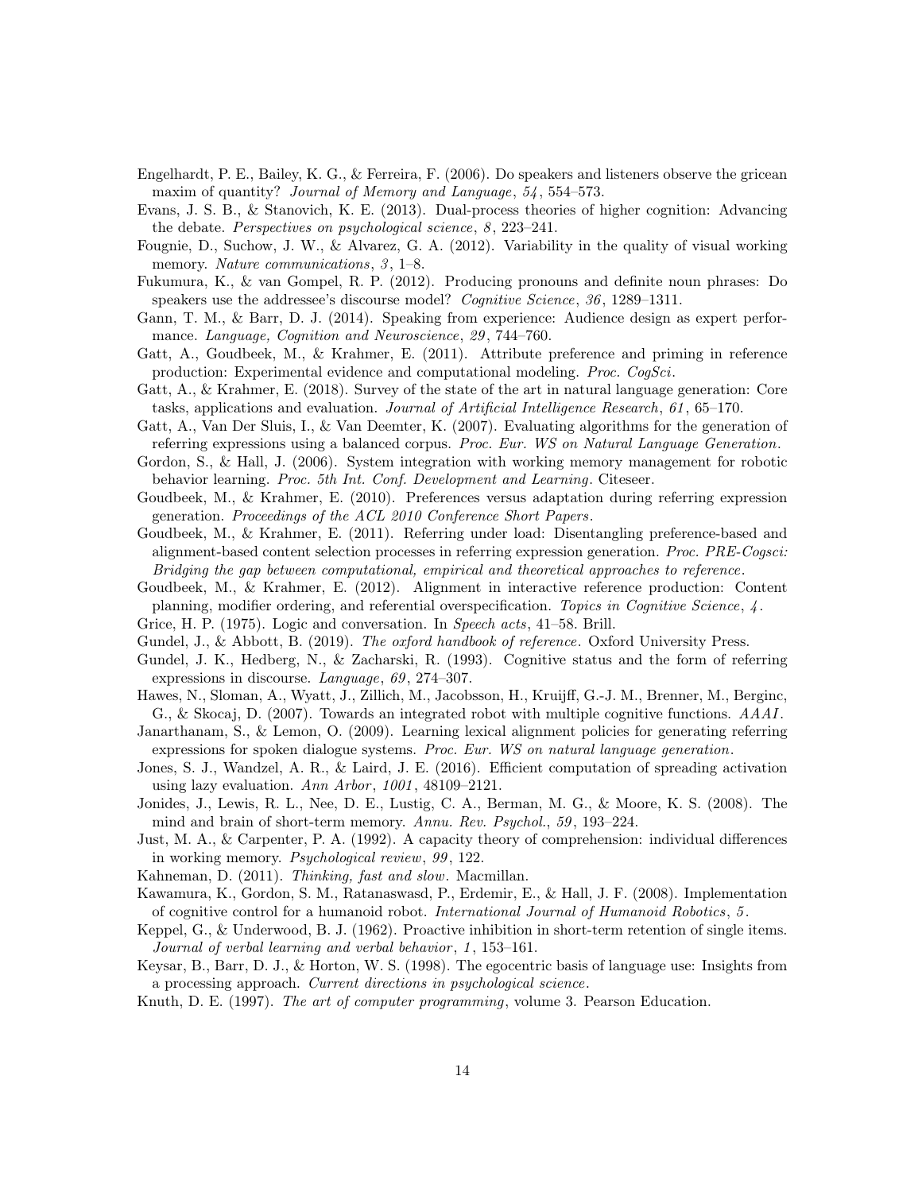Engelhardt, P. E., Bailey, K. G., & Ferreira, F. (2006). Do speakers and listeners observe the gricean maxim of quantity? *Journal of Memory and Language*, *54*, 554–573.

Evans, J. S. B., & Stanovich, K. E. (2013). Dual-process theories of higher cognition: Advancing the debate. *Perspectives on psychological science*, *8*, 223–241.

Fougnie, D., Suchow, J. W., & Alvarez, G. A. (2012). Variability in the quality of visual working memory. *Nature communications*, *3*, 1–8.

Fukumura, K., & van Gompel, R. P. (2012). Producing pronouns and definite noun phrases: Do speakers use the addressee's discourse model? *Cognitive Science*, *36*, 1289–1311.

Gann, T. M., & Barr, D. J. (2014). Speaking from experience: Audience design as expert performance. *Language, Cognition and Neuroscience*, *29*, 744–760.

Gatt, A., Goudbeek, M., & Krahmer, E. (2011). Attribute preference and priming in reference production: Experimental evidence and computational modeling. *Proc. CogSci*.

Gatt, A., & Krahmer, E. (2018). Survey of the state of the art in natural language generation: Core tasks, applications and evaluation. *Journal of Artificial Intelligence Research*, *61*, 65–170.

Gatt, A., Van Der Sluis, I., & Van Deemter, K. (2007). Evaluating algorithms for the generation of referring expressions using a balanced corpus. *Proc. Eur. WS on Natural Language Generation*.

Gordon, S., & Hall, J. (2006). System integration with working memory management for robotic behavior learning. *Proc. 5th Int. Conf. Development and Learning*. Citeseer.

Goudbeek, M., & Krahmer, E. (2010). Preferences versus adaptation during referring expression generation. *Proceedings of the ACL 2010 Conference Short Papers*.

Goudbeek, M., & Krahmer, E. (2011). Referring under load: Disentangling preference-based and alignment-based content selection processes in referring expression generation. *Proc. PRE-Cogsci: Bridging the gap between computational, empirical and theoretical approaches to reference*.

Goudbeek, M., & Krahmer, E. (2012). Alignment in interactive reference production: Content planning, modifier ordering, and referential overspecification. *Topics in Cognitive Science*, *4*.

Grice, H. P. (1975). Logic and conversation. In *Speech acts*, 41–58. Brill.

Gundel, J., & Abbott, B. (2019). *The oxford handbook of reference*. Oxford University Press.

Gundel, J. K., Hedberg, N., & Zacharski, R. (1993). Cognitive status and the form of referring expressions in discourse. *Language*, *69*, 274–307.

Hawes, N., Sloman, A., Wyatt, J., Zillich, M., Jacobsson, H., Kruijff, G.-J. M., Brenner, M., Berginc, G., & Skocaj, D. (2007). Towards an integrated robot with multiple cognitive functions. *AAAI*.

Janarthanam, S., & Lemon, O. (2009). Learning lexical alignment policies for generating referring expressions for spoken dialogue systems. *Proc. Eur. WS on natural language generation*.

Jones, S. J., Wandzel, A. R., & Laird, J. E. (2016). Efficient computation of spreading activation using lazy evaluation. *Ann Arbor*, *1001*, 48109–2121.

Jonides, J., Lewis, R. L., Nee, D. E., Lustig, C. A., Berman, M. G., & Moore, K. S. (2008). The mind and brain of short-term memory. *Annu. Rev. Psychol.*, *59*, 193–224.

Just, M. A., & Carpenter, P. A. (1992). A capacity theory of comprehension: individual differences in working memory. *Psychological review*, *99*, 122.

Kahneman, D. (2011). *Thinking, fast and slow*. Macmillan.

Kawamura, K., Gordon, S. M., Ratanaswasd, P., Erdemir, E., & Hall, J. F. (2008). Implementation of cognitive control for a humanoid robot. *International Journal of Humanoid Robotics*, *5*.

Keppel, G., & Underwood, B. J. (1962). Proactive inhibition in short-term retention of single items. *Journal of verbal learning and verbal behavior*, *1*, 153–161.

Keysar, B., Barr, D. J., & Horton, W. S. (1998). The egocentric basis of language use: Insights from a processing approach. *Current directions in psychological science*.

Knuth, D. E. (1997). *The art of computer programming*, volume 3. Pearson Education.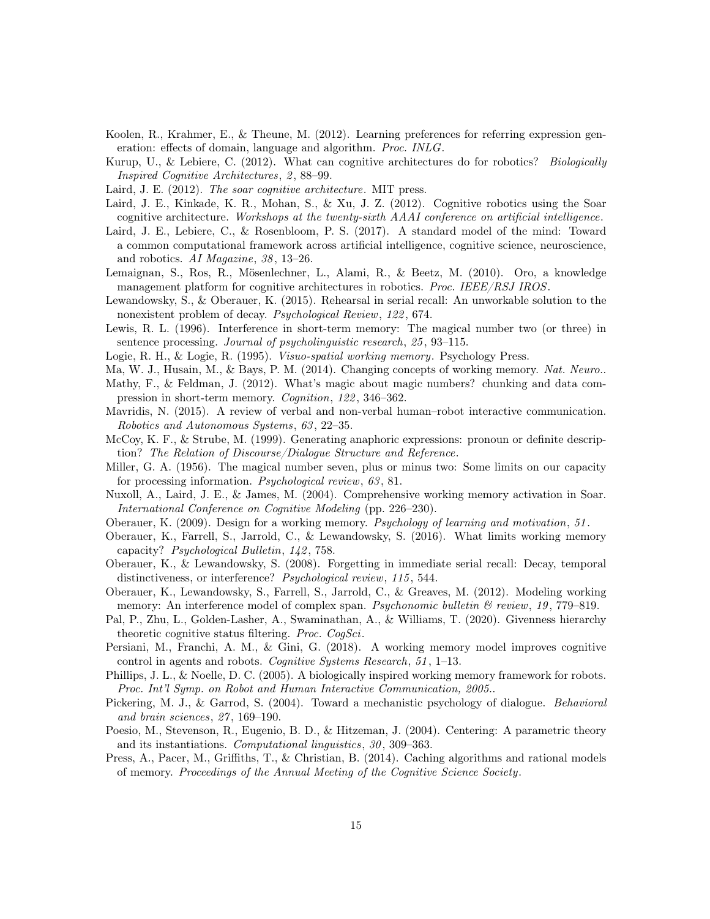Koolen, R., Krahmer, E., & Theune, M. (2012). Learning preferences for referring expression generation: effects of domain, language and algorithm. *Proc. INLG*.

Kurup, U., & Lebiere, C. (2012). What can cognitive architectures do for robotics? *Biologically Inspired Cognitive Architectures*, *2*, 88–99.

Laird, J. E. (2012). *The soar cognitive architecture*. MIT press.

Laird, J. E., Kinkade, K. R., Mohan, S., & Xu, J. Z. (2012). Cognitive robotics using the Soar cognitive architecture. *Workshops at the twenty-sixth AAAI conference on artificial intelligence*.

Laird, J. E., Lebiere, C., & Rosenbloom, P. S. (2017). A standard model of the mind: Toward a common computational framework across artificial intelligence, cognitive science, neuroscience, and robotics. *AI Magazine*, *38*, 13–26.

Lemaignan, S., Ros, R., Mösenlechner, L., Alami, R., & Beetz, M. (2010). Oro, a knowledge management platform for cognitive architectures in robotics. *Proc. IEEE/RSJ IROS*.

Lewandowsky, S., & Oberauer, K. (2015). Rehearsal in serial recall: An unworkable solution to the nonexistent problem of decay. *Psychological Review*, *122*, 674.

Lewis, R. L. (1996). Interference in short-term memory: The magical number two (or three) in sentence processing. *Journal of psycholinguistic research*, *25*, 93–115.

Logie, R. H., & Logie, R. (1995). *Visuo-spatial working memory*. Psychology Press.

Ma, W. J., Husain, M., & Bays, P. M. (2014). Changing concepts of working memory. *Nat. Neuro.*.

Mathy, F., & Feldman, J. (2012). What's magic about magic numbers? chunking and data compression in short-term memory. *Cognition*, *122*, 346–362.

Mavridis, N. (2015). A review of verbal and non-verbal human–robot interactive communication. *Robotics and Autonomous Systems*, *63*, 22–35.

McCoy, K. F., & Strube, M. (1999). Generating anaphoric expressions: pronoun or definite description? *The Relation of Discourse/Dialogue Structure and Reference*.

Miller, G. A. (1956). The magical number seven, plus or minus two: Some limits on our capacity for processing information. *Psychological review*, *63*, 81.

Nuxoll, A., Laird, J. E., & James, M. (2004). Comprehensive working memory activation in Soar. *International Conference on Cognitive Modeling* (pp. 226–230).

Oberauer, K. (2009). Design for a working memory. *Psychology of learning and motivation*, *51*.

Oberauer, K., Farrell, S., Jarrold, C., & Lewandowsky, S. (2016). What limits working memory capacity? *Psychological Bulletin*, *142*, 758.

Oberauer, K., & Lewandowsky, S. (2008). Forgetting in immediate serial recall: Decay, temporal distinctiveness, or interference? *Psychological review*, *115*, 544.

Oberauer, K., Lewandowsky, S., Farrell, S., Jarrold, C., & Greaves, M. (2012). Modeling working memory: An interference model of complex span. *Psychonomic bulletin & review*, *19*, 779–819.

Pal, P., Zhu, L., Golden-Lasher, A., Swaminathan, A., & Williams, T. (2020). Givenness hierarchy theoretic cognitive status filtering. *Proc. CogSci*.

Persiani, M., Franchi, A. M., & Gini, G. (2018). A working memory model improves cognitive control in agents and robots. *Cognitive Systems Research*, *51*, 1–13.

Phillips, J. L., & Noelle, D. C. (2005). A biologically inspired working memory framework for robots. *Proc. Int'l Symp. on Robot and Human Interactive Communication, 2005.*.

Pickering, M. J., & Garrod, S. (2004). Toward a mechanistic psychology of dialogue. *Behavioral and brain sciences*, *27*, 169–190.

Poesio, M., Stevenson, R., Eugenio, B. D., & Hitzeman, J. (2004). Centering: A parametric theory and its instantiations. *Computational linguistics*, *30*, 309–363.

Press, A., Pacer, M., Griffiths, T., & Christian, B. (2014). Caching algorithms and rational models of memory. *Proceedings of the Annual Meeting of the Cognitive Science Society*.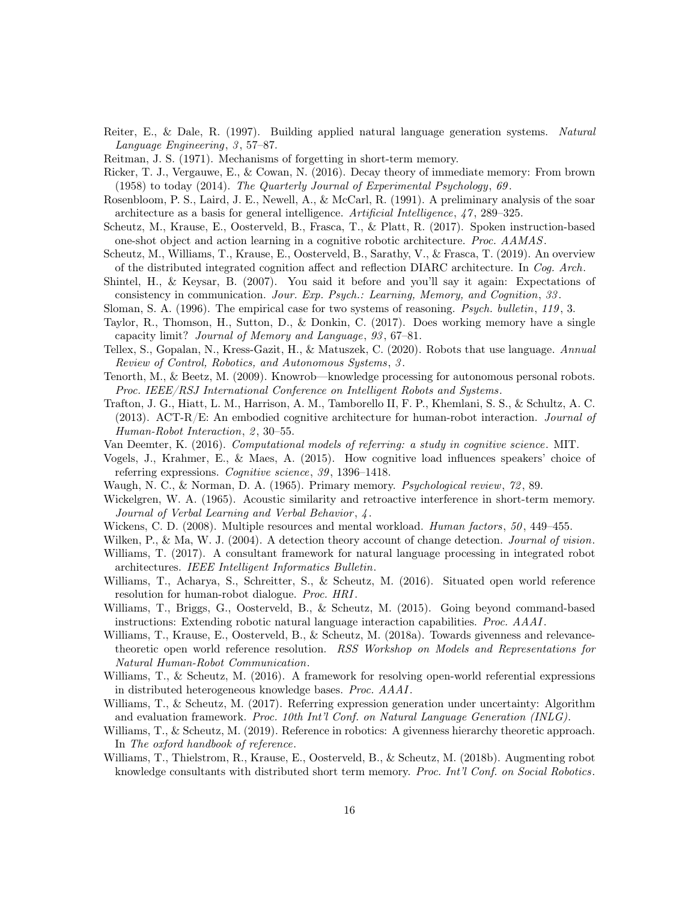Reiter, E., & Dale, R. (1997). Building applied natural language generation systems. *Natural Language Engineering*, *3*, 57–87.

Reitman, J. S. (1971). Mechanisms of forgetting in short-term memory.

Ricker, T. J., Vergauwe, E., & Cowan, N. (2016). Decay theory of immediate memory: From brown (1958) to today (2014). *The Quarterly Journal of Experimental Psychology*, *69*.

Rosenbloom, P. S., Laird, J. E., Newell, A., & McCarl, R. (1991). A preliminary analysis of the soar architecture as a basis for general intelligence. *Artificial Intelligence*, *47*, 289–325.

Scheutz, M., Krause, E., Oosterveld, B., Frasca, T., & Platt, R. (2017). Spoken instruction-based one-shot object and action learning in a cognitive robotic architecture. *Proc. AAMAS*.

Scheutz, M., Williams, T., Krause, E., Oosterveld, B., Sarathy, V., & Frasca, T. (2019). An overview of the distributed integrated cognition affect and reflection DIARC architecture. In *Cog. Arch.*

Shintel, H., & Keysar, B. (2007). You said it before and you'll say it again: Expectations of consistency in communication. *Jour. Exp. Psych.: Learning, Memory, and Cognition*, *33*.

Sloman, S. A. (1996). The empirical case for two systems of reasoning. *Psych. bulletin*, *119*, 3.

Taylor, R., Thomson, H., Sutton, D., & Donkin, C. (2017). Does working memory have a single capacity limit? *Journal of Memory and Language*, *93*, 67–81.

Tellex, S., Gopalan, N., Kress-Gazit, H., & Matuszek, C. (2020). Robots that use language. *Annual Review of Control, Robotics, and Autonomous Systems*, *3*.

Tenorth, M., & Beetz, M. (2009). Knowrob—knowledge processing for autonomous personal robots. *Proc. IEEE/RSJ International Conference on Intelligent Robots and Systems*.

Trafton, J. G., Hiatt, L. M., Harrison, A. M., Tamborello II, F. P., Khemlani, S. S., & Schultz, A. C. (2013). ACT-R/E: An embodied cognitive architecture for human-robot interaction. *Journal of Human-Robot Interaction*, *2*, 30–55.

Van Deemter, K. (2016). *Computational models of referring: a study in cognitive science*. MIT.

Vogels, J., Krahmer, E., & Maes, A. (2015). How cognitive load influences speakers' choice of referring expressions. *Cognitive science*, *39*, 1396–1418.

Waugh, N. C., & Norman, D. A. (1965). Primary memory. *Psychological review*, *72*, 89.

Wickelgren, W. A. (1965). Acoustic similarity and retroactive interference in short-term memory. *Journal of Verbal Learning and Verbal Behavior*, *4*.

Wickens, C. D. (2008). Multiple resources and mental workload. *Human factors*, *50*, 449–455.

Wilken, P., & Ma, W. J. (2004). A detection theory account of change detection. *Journal of vision*.

Williams, T. (2017). A consultant framework for natural language processing in integrated robot architectures. *IEEE Intelligent Informatics Bulletin*.

Williams, T., Acharya, S., Schreitter, S., & Scheutz, M. (2016). Situated open world reference resolution for human-robot dialogue. *Proc. HRI*.

Williams, T., Briggs, G., Oosterveld, B., & Scheutz, M. (2015). Going beyond command-based instructions: Extending robotic natural language interaction capabilities. *Proc. AAAI*.

Williams, T., Krause, E., Oosterveld, B., & Scheutz, M. (2018a). Towards givenness and relevance-theoretic open world reference resolution. *RSS Workshop on Models and Representations for Natural Human-Robot Communication*.

Williams, T., & Scheutz, M. (2016). A framework for resolving open-world referential expressions in distributed heterogeneous knowledge bases. *Proc. AAAI*.

Williams, T., & Scheutz, M. (2017). Referring expression generation under uncertainty: Algorithm and evaluation framework. *Proc. 10th Int'l Conf. on Natural Language Generation (INLG)*.

Williams, T., & Scheutz, M. (2019). Reference in robotics: A givenness hierarchy theoretic approach. In *The oxford handbook of reference*.

Williams, T., Thielstrom, R., Krause, E., Oosterveld, B., & Scheutz, M. (2018b). Augmenting robot knowledge consultants with distributed short term memory. *Proc. Int'l Conf. on Social Robotics*.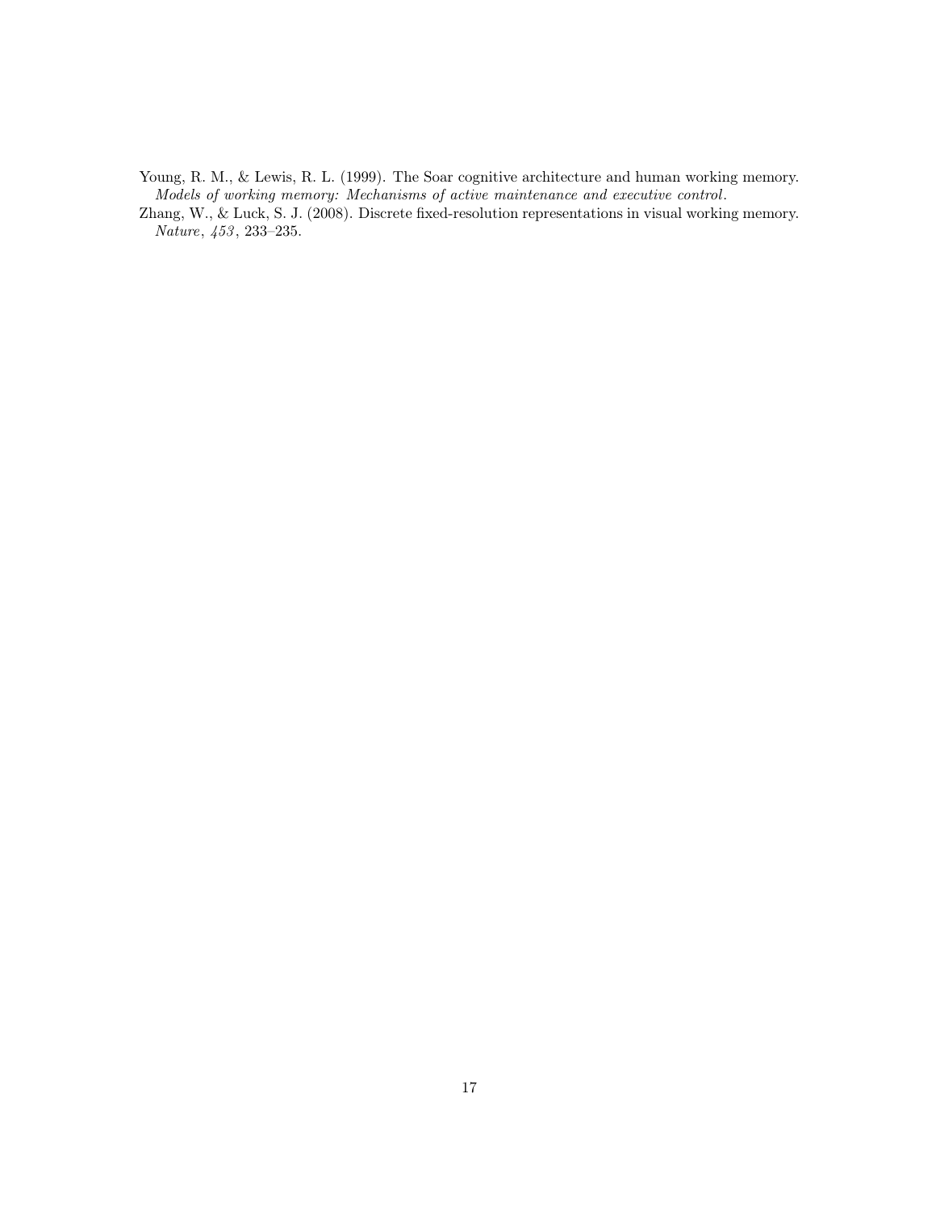Young, R. M., & Lewis, R. L. (1999). The Soar cognitive architecture and human working memory. *Models of working memory: Mechanisms of active maintenance and executive control*.

Zhang, W., & Luck, S. J. (2008). Discrete fixed-resolution representations in visual working memory. *Nature*, *453*, 233–235.